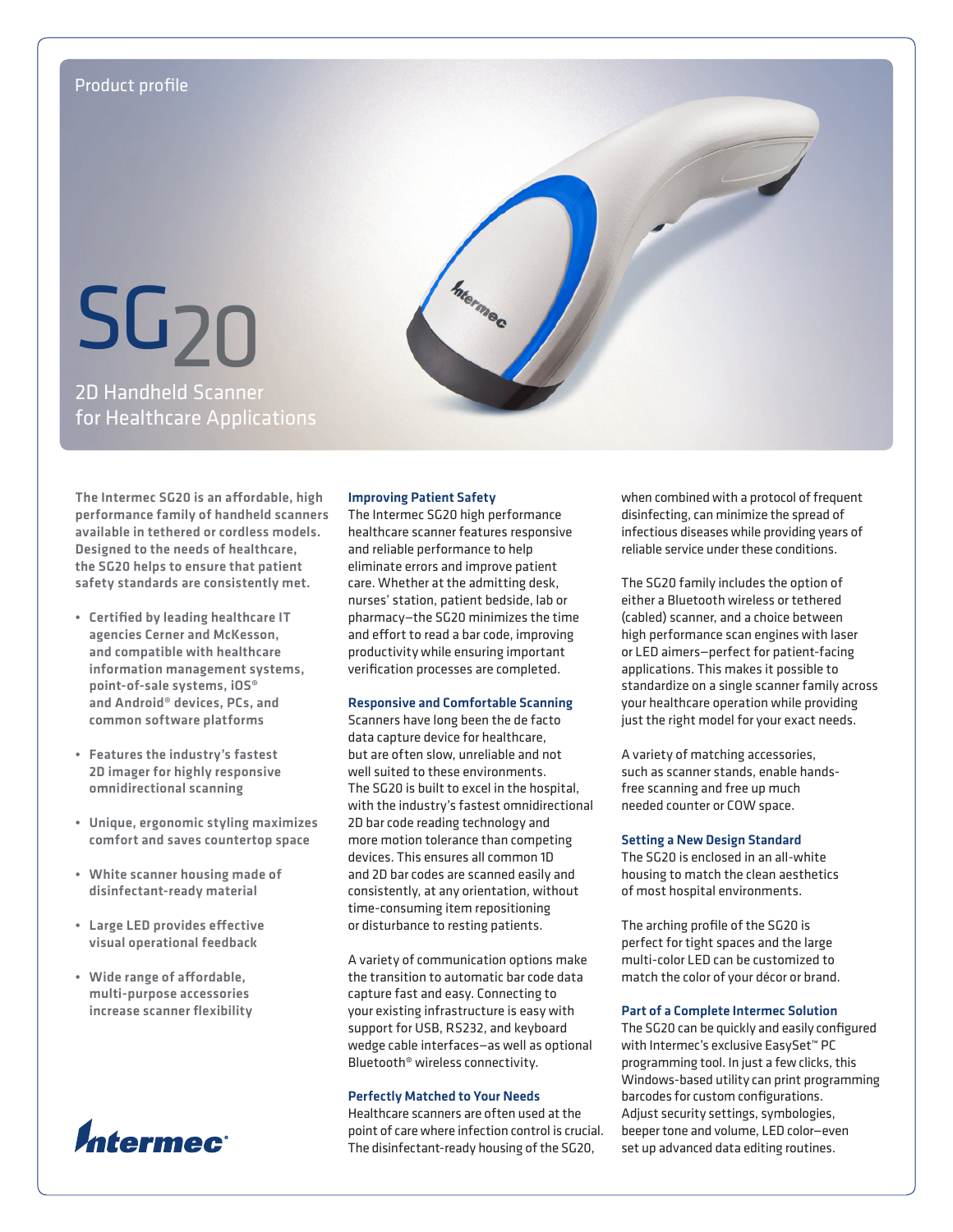Product profile

# SG20

## 2D Handheld Scanner for Healthcare Applications

**The Intermec SG20 is an affordable, high performance family of handheld scanners available in tethered or cordless models. Designed to the needs of healthcare, the SG20 helps to ensure that patient safety standards are consistently met.**

- **Certified by leading healthcare IT agencies Cerner and McKesson, and compatible with healthcare information management systems, point-of-sale systems, iOS® and Android® devices, PCs, and common software platforms**
- **Features the industry's fastest 2D imager for highly responsive omnidirectional scanning**
- **Unique, ergonomic styling maximizes comfort and saves countertop space**
- **White scanner housing made of disinfectant-ready material**
- **Large LED provides effective visual operational feedback**
- **Wide range of affordable, multi-purpose accessories increase scanner flexibility**

### Improving Patient Safety

The Intermec SG20 high performance healthcare scanner features responsive and reliable performance to help eliminate errors and improve patient care. Whether at the admitting desk, nurses' station, patient bedside, lab or pharmacy—the SG20 minimizes the time and effort to read a bar code, improving productivity while ensuring important verification processes are completed.

### Responsive and Comfortable Scanning

Scanners have long been the de facto data capture device for healthcare, but are often slow, unreliable and not well suited to these environments. The SG20 is built to excel in the hospital, with the industry's fastest omnidirectional 2D bar code reading technology and more motion tolerance than competing devices. This ensures all common 1D and 2D bar codes are scanned easily and consistently, at any orientation, without time-consuming item repositioning or disturbance to resting patients.

A variety of communication options make the transition to automatic bar code data capture fast and easy. Connecting to your existing infrastructure is easy with support for USB, RS232, and keyboard wedge cable interfaces—as well as optional Bluetooth® wireless connectivity.

### Perfectly Matched to Your Needs

Healthcare scanners are often used at the point of care where infection control is crucial. The disinfectant-ready housing of the SG20, when combined with a protocol of frequent disinfecting, can minimize the spread of infectious diseases while providing years of reliable service under these conditions.

The SG20 family includes the option of either a Bluetooth wireless or tethered (cabled) scanner, and a choice between high performance scan engines with laser or LED aimers—perfect for patient-facing applications. This makes it possible to standardize on a single scanner family across your healthcare operation while providing just the right model for your exact needs.

A variety of matching accessories, such as scanner stands, enable hands-free scanning and free up much needed counter or COW space.

### Setting a New Design Standard

The SG20 is enclosed in an all-white housing to match the clean aesthetics of most hospital environments.

The arching profile of the SG20 is perfect for tight spaces and the large multi-color LED can be customized to match the color of your décor or brand.

### Part of a Complete Intermec Solution

The SG20 can be quickly and easily configured with Intermec's exclusive EasySet™ PC programming tool. In just a few clicks, this Windows-based utility can print programming barcodes for custom configurations. Adjust security settings, symbologies, beeper tone and volume, LED color—even set up advanced data editing routines.

Intermec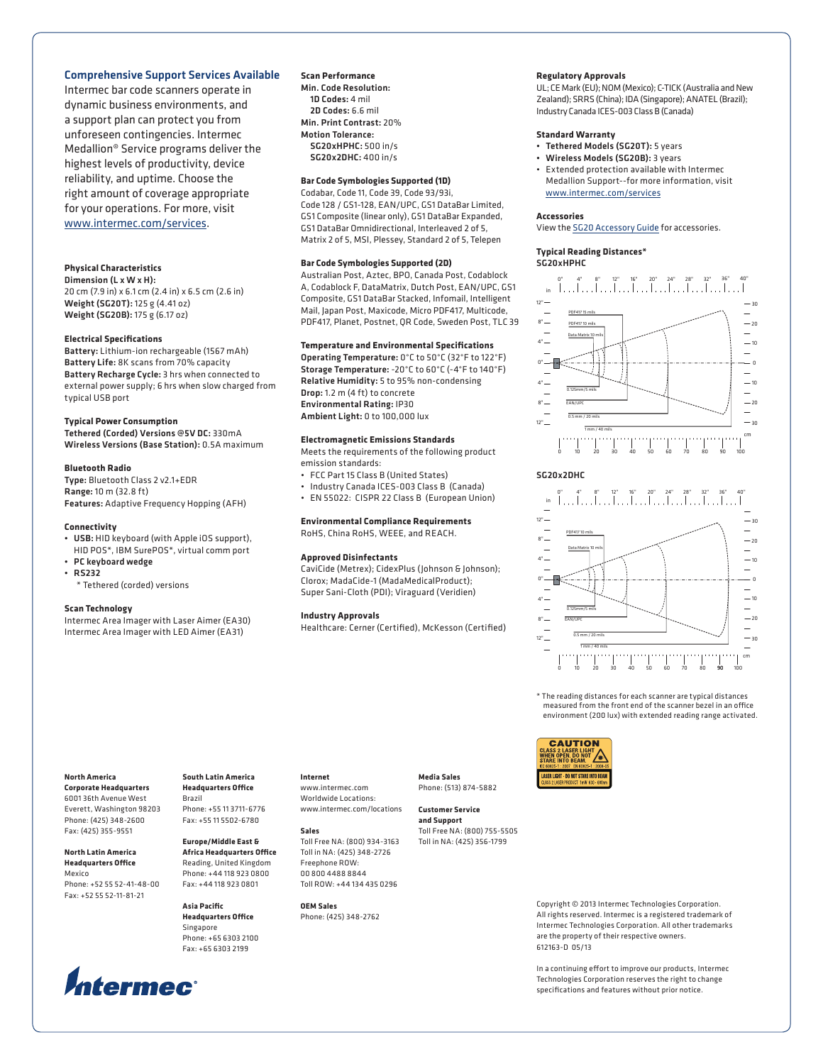## Comprehensive Support Services Available

Intermec bar code scanners operate in dynamic business environments, and a support plan can protect you from unforeseen contingencies. Intermec Medallion® Service programs deliver the highest levels of productivity, device reliability, and uptime. Choose the right amount of coverage appropriate for your operations. For more, visit www.intermec.com/services.

### Physical Characteristics

**Dimension (L x W x H):**
20 cm (7.9 in) x 6.1 cm (2.4 in) x 6.5 cm (2.6 in)
**Weight (SG20T):** 125 g (4.41 oz)
**Weight (SG20B):** 175 g (6.17 oz)

### Electrical Specifications

**Battery:** Lithium-ion rechargeable (1567 mAh)
**Battery Life:** 8K scans from 70% capacity
**Battery Recharge Cycle:** 3 hrs when connected to external power supply; 6 hrs when slow charged from typical USB port

### Typical Power Consumption

**Tethered (Corded) Versions @5V DC:** 330mA
**Wireless Versions (Base Station):** 0.5A maximum

### Bluetooth Radio

**Type:** Bluetooth Class 2 v2.1+EDR
**Range:** 10 m (32.8 ft)
**Features:** Adaptive Frequency Hopping (AFH)

### Connectivity

- **USB:** HID keyboard (with Apple iOS support), HID POS*, IBM SurePOS*, virtual comm port
- **PC keyboard wedge**
- **RS232**

  * Tethered (corded) versions

### Scan Technology

Intermec Area Imager with Laser Aimer (EA30)
Intermec Area Imager with LED Aimer (EA31)

### Scan Performance

**Min. Code Resolution:**
**1D Codes:** 4 mil
**2D Codes:** 6.6 mil
**Min. Print Contrast:** 20%
**Motion Tolerance:**
**SG20xHPHC:** 500 in/s
**SG20x2DHC:** 400 in/s

### Bar Code Symbologies Supported (1D)

Codabar, Code 11, Code 39, Code 93/93i, Code 128 / GS1-128, EAN/UPC, GS1 DataBar Limited, GS1 Composite (linear only), GS1 DataBar Expanded, GS1 DataBar Omnidirectional, Interleaved 2 of 5, Matrix 2 of 5, MSI, Plessey, Standard 2 of 5, Telepen

### Bar Code Symbologies Supported (2D)

Australian Post, Aztec, BPO, Canada Post, Codablock A, Codablock F, DataMatrix, Dutch Post, EAN/UPC, GS1 Composite, GS1 DataBar Stacked, Infomail, Intelligent Mail, Japan Post, Maxicode, Micro PDF417, Multicode, PDF417, Planet, Postnet, QR Code, Sweden Post, TLC 39

### Temperature and Environmental Specifications

**Operating Temperature:** 0°C to 50°C (32°F to 122°F)
**Storage Temperature:** -20°C to 60°C (-4°F to 140°F)
**Relative Humidity:** 5 to 95% non-condensing
**Drop:** 1.2 m (4 ft) to concrete
**Environmental Rating:** IP30
**Ambient Light:** 0 to 100,000 lux

### Electromagnetic Emissions Standards

Meets the requirements of the following product emission standards:

- FCC Part 15 Class B (United States)
- Industry Canada ICES-003 Class B (Canada)
- EN 55022: CISPR 22 Class B (European Union)

### Environmental Compliance Requirements

RoHS, China RoHS, WEEE, and REACH.

### Approved Disinfectants

CaviCide (Metrex); CidexPlus (Johnson & Johnson); Clorox; MadaCide-1 (MadaMedicalProduct); Super Sani-Cloth (PDI); Viraguard (Veridien)

### Industry Approvals

Healthcare: Cerner (Certified), McKesson (Certified)

### Regulatory Approvals

UL; CE Mark (EU); NOM (Mexico); C-TICK (Australia and New Zealand); SRRS (China); IDA (Singapore); ANATEL (Brazil); Industry Canada ICES-003 Class B (Canada)

### Standard Warranty

- **Tethered Models (SG20T):** 5 years
- **Wireless Models (SG20B):** 3 years
- Extended protection available with Intermec Medallion Support--for more information, visit www.intermec.com/services

### Accessories

View the SG20 Accessory Guide for accessories.

### Typical Reading Distances*

**SG20xHPHC**

in: 0" 4" 8" 12" 16" 20" 24" 28" 32" 36" 40"
12" 8" 4" 0" 4" 8" 12"
30 20 10 0 10 20 30
PDF417 15 mils
PDF417 10 mils
Data Matrix 10 mils
0.125mm/5 mils
EAN/UPC
0.5 mm / 20 mils
1 mm / 40 mils
cm: 0 10 20 30 40 50 60 70 80 90 100

**SG20x2DHC**

in: 0" 4" 8" 12" 16" 20" 24" 28" 32" 36" 40"
12" 8" 4" 0" 4" 8" 12"
30 20 10 0 10 20 30
PDF417 10 mils
Data Matrix 10 mils
0.125mm/5 mils
EAN/UPC
0.5 mm / 20 mils
1 mm / 40 mils
cm: 0 10 20 30 40 50 60 70 80 90 100

\* The reading distances for each scanner are typical distances measured from the front end of the scanner bezel in an office environment (200 lux) with extended reading range activated.

CAUTION
CLASS 2 LASER LIGHT WHEN OPEN. DO NOT STARE INTO BEAM.
IEC 60825-1 : 2007 EN 60825-1 : 2008-05
LASER LIGHT - DO NOT STARE INTO BEAM
CLASS 2 LASER PRODUCT 1mW 630 - 680nm

**North America Corporate Headquarters**
6001 36th Avenue West
Everett, Washington 98203
Phone: (425) 348-2600
Fax: (425) 355-9551

**North Latin America Headquarters Office**
Mexico
Phone: +52 55 52-41-48-00
Fax: +52 55 52-11-81-21

**South Latin America Headquarters Office**
Brazil
Phone: +55 11 3711-6776
Fax: +55 11 5502-6780

**Europe/Middle East & Africa Headquarters Office**
Reading, United Kingdom
Phone: +44 118 923 0800
Fax: +44 118 923 0801

**Asia Pacific Headquarters Office**
Singapore
Phone: +65 6303 2100
Fax: +65 6303 2199

**Internet**
www.intermec.com
Worldwide Locations:
www.intermec.com/locations

**Sales**
Toll Free NA: (800) 934-3163
Toll in NA: (425) 348-2726
Freephone ROW:
00 800 4488 8844
Toll ROW: +44 134 435 0296

**OEM Sales**
Phone: (425) 348-2762

**Media Sales**
Phone: (513) 874-5882

**Customer Service and Support**
Toll Free NA: (800) 755-5505
Toll in NA: (425) 356-1799

Copyright © 2013 Intermec Technologies Corporation. All rights reserved. Intermec is a registered trademark of Intermec Technologies Corporation. All other trademarks are the property of their respective owners.
612163-D 05/13

In a continuing effort to improve our products, Intermec Technologies Corporation reserves the right to change specifications and features without prior notice.

Intermec®